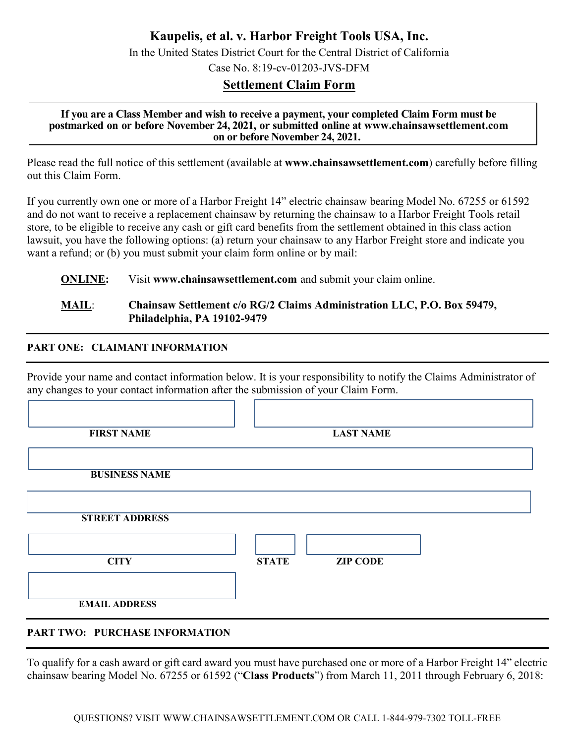# Kaupelis, et al. v. Harbor Freight Tools USA, Inc.

In the United States District Court for the Central District of California

Case No. 8:19-cv-01203-JVS-DFM

## Settlement Claim Form

**If you are a Class Member and wish to receive a payment, your completed Claim Form must be postmarked on or before November 24, 2021, or submitted online at www.chainsawsettlement.com on or before November 24, 2021.**

Please read the full notice of this settlement (available at **www.chainsawsettlement.com**) carefully before filling out this Claim Form.

If you currently own one or more of a Harbor Freight 14" electric chainsaw bearing Model No. 67255 or 61592 and do not want to receive a replacement chainsaw by returning the chainsaw to a Harbor Freight Tools retail store, to be eligible to receive any cash or gift card benefits from the settlement obtained in this class action lawsuit, you have the following options: (a) return your chainsaw to any Harbor Freight store and indicate you want a refund; or (b) you must submit your claim form online or by mail:

**ONLINE:** Visit **www.chainsawsettlement.com** and submit your claim online.

**MAIL**: **Chainsaw Settlement c/o RG/2 Claims Administration LLC, P.O. Box 59479, Philadelphia, PA 19102-9479**

---

**PART ONE: CLAIMANT INFORMATION**

---

Provide your name and contact information below. It is your responsibility to notify the Claims Administrator of any changes to your contact information after the submission of your Claim Form.

**FIRST NAME** ____________________ **LAST NAME** ____________________

**BUSINESS NAME** ____________________

**STREET ADDRESS** ____________________

**CITY** ____________________ **STATE** ______ **ZIP CODE** __________

**EMAIL ADDRESS** ____________________

---

**PART TWO: PURCHASE INFORMATION**

---

To qualify for a cash award or gift card award you must have purchased one or more of a Harbor Freight 14" electric chainsaw bearing Model No. 67255 or 61592 ("**Class Products**") from March 11, 2011 through February 6, 2018: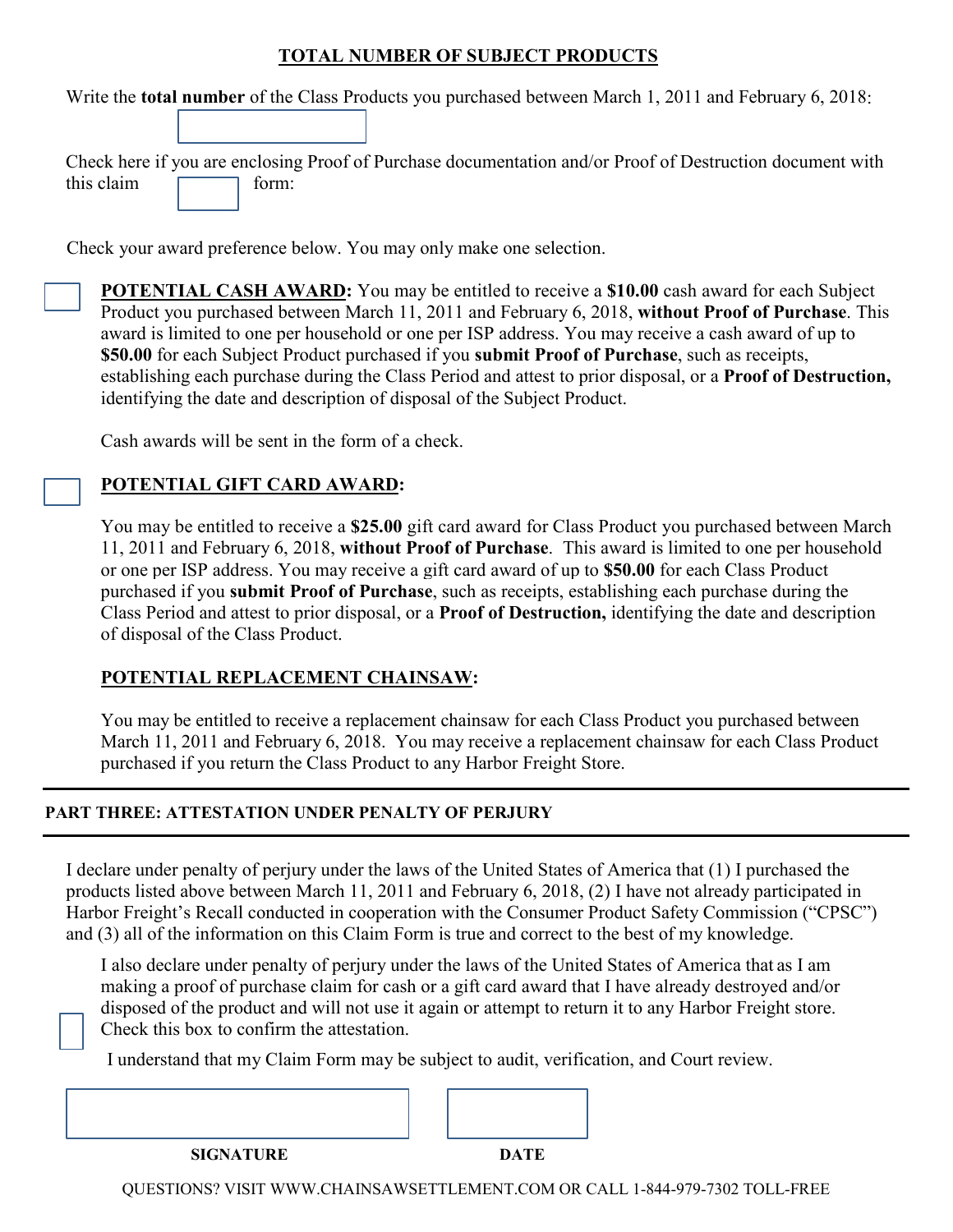## TOTAL NUMBER OF SUBJECT PRODUCTS

Write the **total number** of the Class Products you purchased between March 1, 2011 and February 6, 2018:

☐

Check here if you are enclosing Proof of Purchase documentation and/or Proof of Destruction document with this claim ☐ form:

Check your award preference below. You may only make one selection.

☐ **POTENTIAL CASH AWARD:** You may be entitled to receive a **$10.00** cash award for each Subject Product you purchased between March 11, 2011 and February 6, 2018, **without Proof of Purchase**. This award is limited to one per household or one per ISP address. You may receive a cash award of up to **$50.00** for each Subject Product purchased if you **submit Proof of Purchase**, such as receipts, establishing each purchase during the Class Period and attest to prior disposal, or a **Proof of Destruction,** identifying the date and description of disposal of the Subject Product.

Cash awards will be sent in the form of a check.

☐ **POTENTIAL GIFT CARD AWARD:**

You may be entitled to receive a **$25.00** gift card award for Class Product you purchased between March 11, 2011 and February 6, 2018, **without Proof of Purchase**. This award is limited to one per household or one per ISP address. You may receive a gift card award of up to **$50.00** for each Class Product purchased if you **submit Proof of Purchase**, such as receipts, establishing each purchase during the Class Period and attest to prior disposal, or a **Proof of Destruction,** identifying the date and description of disposal of the Class Product.

**POTENTIAL REPLACEMENT CHAINSAW:**

You may be entitled to receive a replacement chainsaw for each Class Product you purchased between March 11, 2011 and February 6, 2018. You may receive a replacement chainsaw for each Class Product purchased if you return the Class Product to any Harbor Freight Store.

---

## PART THREE: ATTESTATION UNDER PENALTY OF PERJURY

---

I declare under penalty of perjury under the laws of the United States of America that (1) I purchased the products listed above between March 11, 2011 and February 6, 2018, (2) I have not already participated in Harbor Freight's Recall conducted in cooperation with the Consumer Product Safety Commission ("CPSC") and (3) all of the information on this Claim Form is true and correct to the best of my knowledge.

☐ I also declare under penalty of perjury under the laws of the United States of America that as I am making a proof of purchase claim for cash or a gift card award that I have already destroyed and/or disposed of the product and will not use it again or attempt to return it to any Harbor Freight store. Check this box to confirm the attestation.

I understand that my Claim Form may be subject to audit, verification, and Court review.

| | |
|---|---|
| **SIGNATURE** | **DATE** |

QUESTIONS? VISIT WWW.CHAINSAWSETTLEMENT.COM OR CALL 1-844-979-7302 TOLL-FREE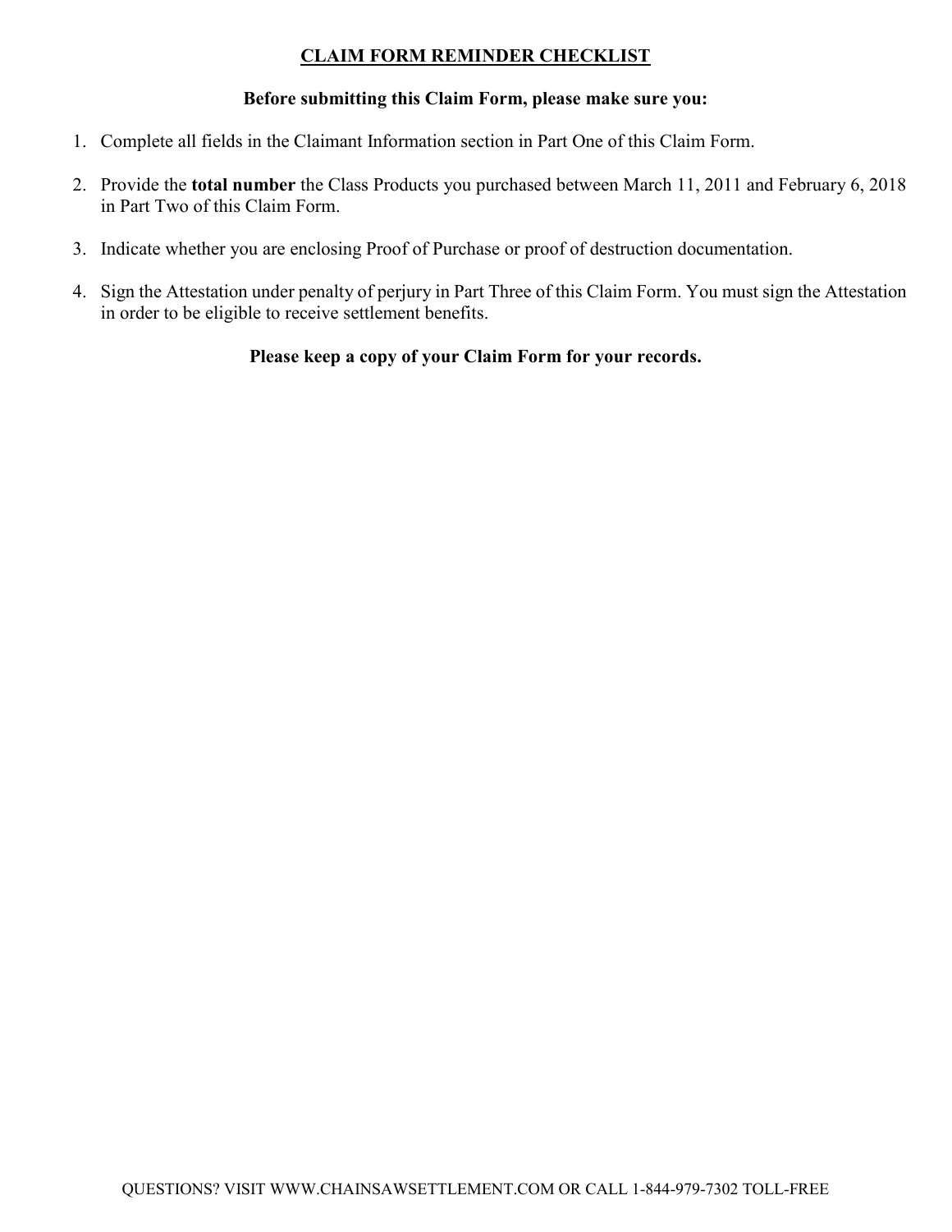## CLAIM FORM REMINDER CHECKLIST

**Before submitting this Claim Form, please make sure you:**

1. Complete all fields in the Claimant Information section in Part One of this Claim Form.
2. Provide the **total number** the Class Products you purchased between March 11, 2011 and February 6, 2018 in Part Two of this Claim Form.
3. Indicate whether you are enclosing Proof of Purchase or proof of destruction documentation.
4. Sign the Attestation under penalty of perjury in Part Three of this Claim Form. You must sign the Attestation in order to be eligible to receive settlement benefits.

**Please keep a copy of your Claim Form for your records.**

QUESTIONS? VISIT WWW.CHAINSAWSETTLEMENT.COM OR CALL 1-844-979-7302 TOLL-FREE